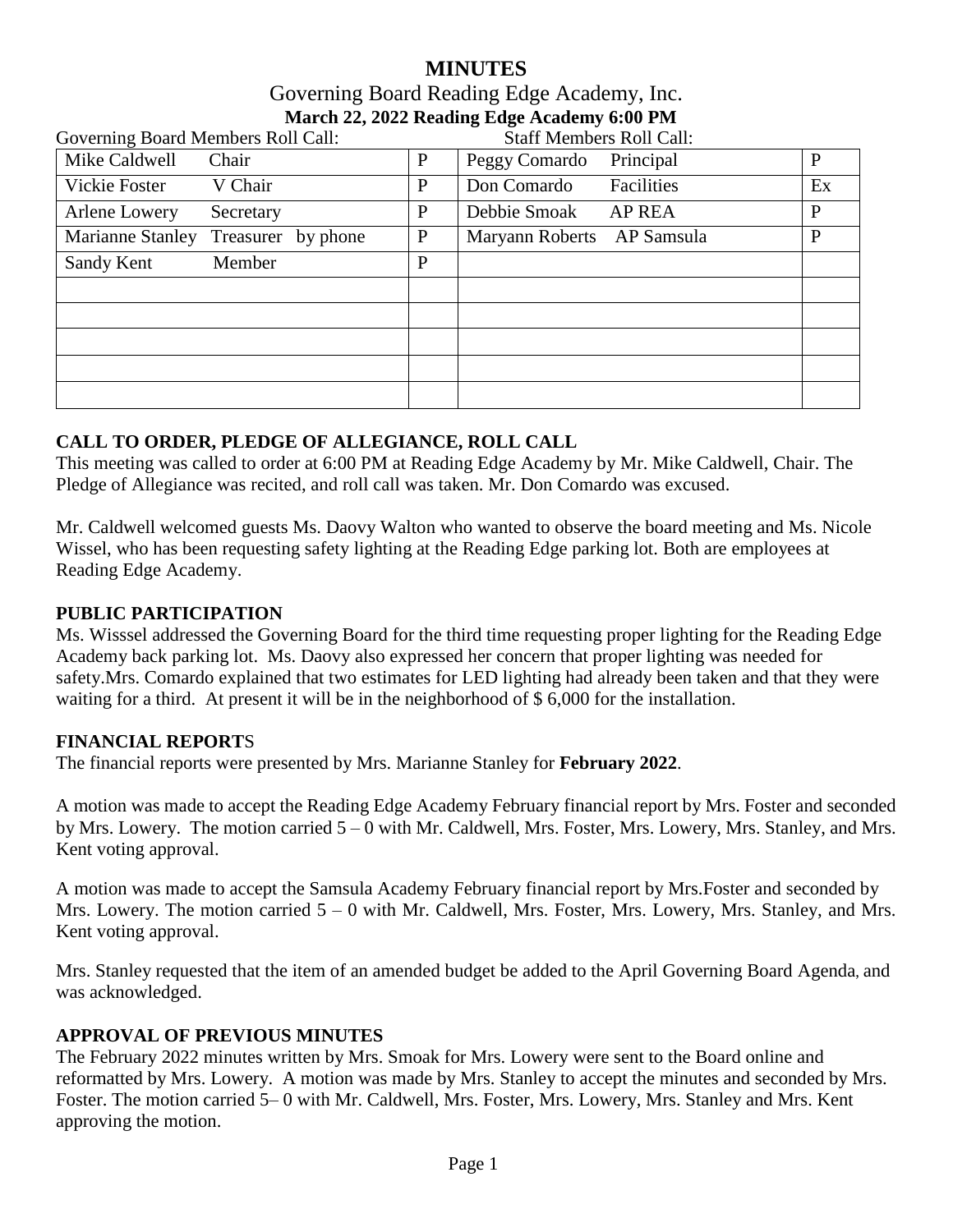# MINUTES

## Governing Board Reading Edge Academy, Inc.

**March 22, 2022 Reading Edge Academy 6:00 PM**

| Governing Board Members Roll Call: | | Staff Members Roll Call: | |
|---|---|---|---|
| Mike Caldwell Chair | P | Peggy Comardo Principal | P |
| Vickie Foster V Chair | P | Don Comardo Facilities | Ex |
| Arlene Lowery Secretary | P | Debbie Smoak AP REA | P |
| Marianne Stanley Treasurer by phone | P | Maryann Roberts AP Samsula | P |
| Sandy Kent Member | P | | |
| | | | |
| | | | |
| | | | |
| | | | |
| | | | |

### CALL TO ORDER, PLEDGE OF ALLEGIANCE, ROLL CALL

This meeting was called to order at 6:00 PM at Reading Edge Academy by Mr. Mike Caldwell, Chair. The Pledge of Allegiance was recited, and roll call was taken. Mr. Don Comardo was excused.

Mr. Caldwell welcomed guests Ms. Daovy Walton who wanted to observe the board meeting and Ms. Nicole Wissel, who has been requesting safety lighting at the Reading Edge parking lot. Both are employees at Reading Edge Academy.

### PUBLIC PARTICIPATION

Ms. Wisssel addressed the Governing Board for the third time requesting proper lighting for the Reading Edge Academy back parking lot. Ms. Daovy also expressed her concern that proper lighting was needed for safety.Mrs. Comardo explained that two estimates for LED lighting had already been taken and that they were waiting for a third. At present it will be in the neighborhood of $ 6,000 for the installation.

### FINANCIAL REPORTS

The financial reports were presented by Mrs. Marianne Stanley for **February 2022**.

A motion was made to accept the Reading Edge Academy February financial report by Mrs. Foster and seconded by Mrs. Lowery. The motion carried 5 – 0 with Mr. Caldwell, Mrs. Foster, Mrs. Lowery, Mrs. Stanley, and Mrs. Kent voting approval.

A motion was made to accept the Samsula Academy February financial report by Mrs.Foster and seconded by Mrs. Lowery. The motion carried 5 – 0 with Mr. Caldwell, Mrs. Foster, Mrs. Lowery, Mrs. Stanley, and Mrs. Kent voting approval.

Mrs. Stanley requested that the item of an amended budget be added to the April Governing Board Agenda, and was acknowledged.

### APPROVAL OF PREVIOUS MINUTES

The February 2022 minutes written by Mrs. Smoak for Mrs. Lowery were sent to the Board online and reformatted by Mrs. Lowery. A motion was made by Mrs. Stanley to accept the minutes and seconded by Mrs. Foster. The motion carried 5– 0 with Mr. Caldwell, Mrs. Foster, Mrs. Lowery, Mrs. Stanley and Mrs. Kent approving the motion.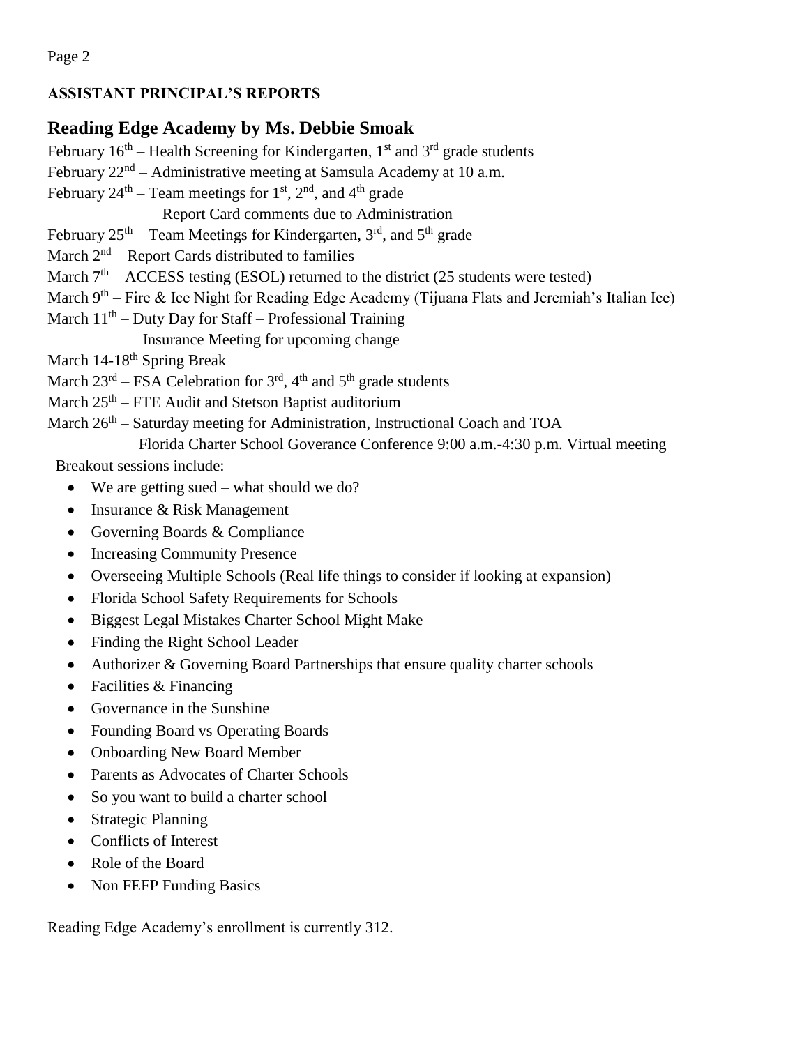## ASSISTANT PRINCIPAL'S REPORTS

### Reading Edge Academy by Ms. Debbie Smoak

February 16th – Health Screening for Kindergarten, 1st and 3rd grade students
February 22nd – Administrative meeting at Samsula Academy at 10 a.m.
February 24th – Team meetings for 1st, 2nd, and 4th grade
Report Card comments due to Administration
February 25th – Team Meetings for Kindergarten, 3rd, and 5th grade
March 2nd – Report Cards distributed to families
March 7th – ACCESS testing (ESOL) returned to the district (25 students were tested)
March 9th – Fire & Ice Night for Reading Edge Academy (Tijuana Flats and Jeremiah's Italian Ice)
March 11th – Duty Day for Staff – Professional Training
Insurance Meeting for upcoming change
March 14-18th Spring Break
March 23rd – FSA Celebration for 3rd, 4th and 5th grade students
March 25th – FTE Audit and Stetson Baptist auditorium
March 26th – Saturday meeting for Administration, Instructional Coach and TOA
Florida Charter School Goverance Conference 9:00 a.m.-4:30 p.m. Virtual meeting

Breakout sessions include:

- We are getting sued – what should we do?
- Insurance & Risk Management
- Governing Boards & Compliance
- Increasing Community Presence
- Overseeing Multiple Schools (Real life things to consider if looking at expansion)
- Florida School Safety Requirements for Schools
- Biggest Legal Mistakes Charter School Might Make
- Finding the Right School Leader
- Authorizer & Governing Board Partnerships that ensure quality charter schools
- Facilities & Financing
- Governance in the Sunshine
- Founding Board vs Operating Boards
- Onboarding New Board Member
- Parents as Advocates of Charter Schools
- So you want to build a charter school
- Strategic Planning
- Conflicts of Interest
- Role of the Board
- Non FEFP Funding Basics

Reading Edge Academy's enrollment is currently 312.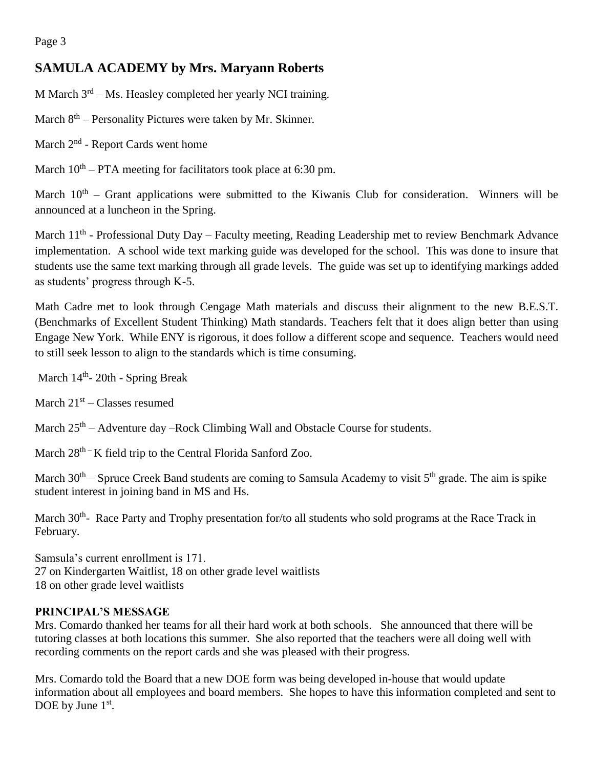## SAMULA ACADEMY by Mrs. Maryann Roberts

M March 3rd – Ms. Heasley completed her yearly NCI training.

March 8th – Personality Pictures were taken by Mr. Skinner.

March 2nd - Report Cards went home

March 10th – PTA meeting for facilitators took place at 6:30 pm.

March 10th – Grant applications were submitted to the Kiwanis Club for consideration. Winners will be announced at a luncheon in the Spring.

March 11th - Professional Duty Day – Faculty meeting, Reading Leadership met to review Benchmark Advance implementation. A school wide text marking guide was developed for the school. This was done to insure that students use the same text marking through all grade levels. The guide was set up to identifying markings added as students' progress through K-5.

Math Cadre met to look through Cengage Math materials and discuss their alignment to the new B.E.S.T. (Benchmarks of Excellent Student Thinking) Math standards. Teachers felt that it does align better than using Engage New York. While ENY is rigorous, it does follow a different scope and sequence. Teachers would need to still seek lesson to align to the standards which is time consuming.

March 14th- 20th - Spring Break

March 21st – Classes resumed

March 25th – Adventure day –Rock Climbing Wall and Obstacle Course for students.

March 28th – K field trip to the Central Florida Sanford Zoo.

March 30th – Spruce Creek Band students are coming to Samsula Academy to visit 5th grade. The aim is spike student interest in joining band in MS and Hs.

March 30th- Race Party and Trophy presentation for/to all students who sold programs at the Race Track in February.

Samsula's current enrollment is 171.
27 on Kindergarten Waitlist, 18 on other grade level waitlists
18 on other grade level waitlists

**PRINCIPAL'S MESSAGE**

Mrs. Comardo thanked her teams for all their hard work at both schools. She announced that there will be tutoring classes at both locations this summer. She also reported that the teachers were all doing well with recording comments on the report cards and she was pleased with their progress.

Mrs. Comardo told the Board that a new DOE form was being developed in-house that would update information about all employees and board members. She hopes to have this information completed and sent to DOE by June 1st.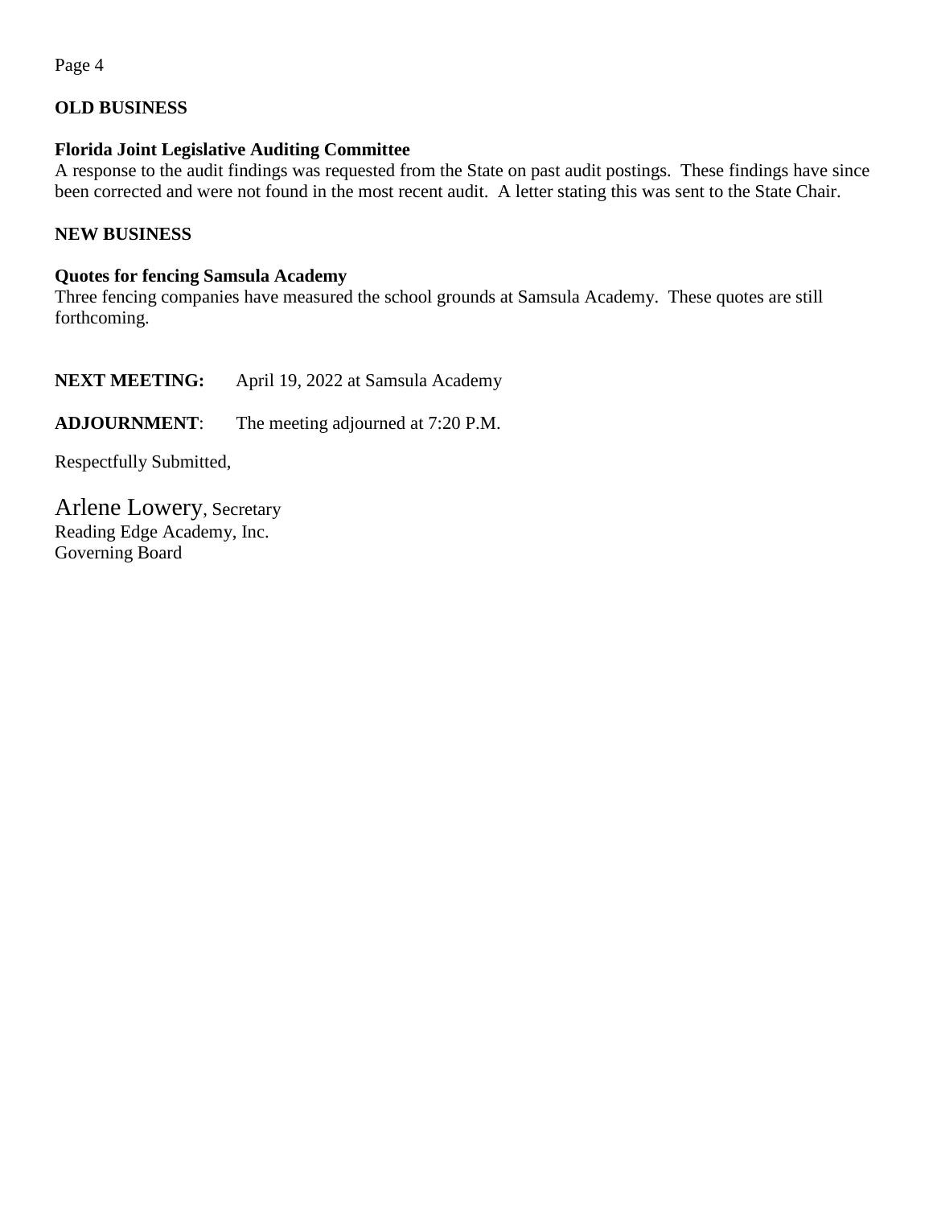**OLD BUSINESS**

**Florida Joint Legislative Auditing Committee**
A response to the audit findings was requested from the State on past audit postings. These findings have since been corrected and were not found in the most recent audit. A letter stating this was sent to the State Chair.

**NEW BUSINESS**

**Quotes for fencing Samsula Academy**
Three fencing companies have measured the school grounds at Samsula Academy. These quotes are still forthcoming.

**NEXT MEETING:** April 19, 2022 at Samsula Academy

**ADJOURNMENT**: The meeting adjourned at 7:20 P.M.

Respectfully Submitted,

Arlene Lowery, Secretary
Reading Edge Academy, Inc.
Governing Board